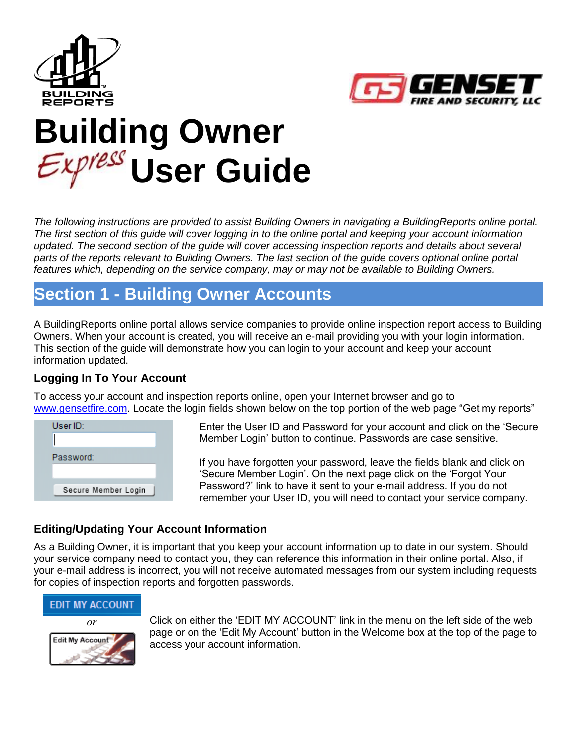# Building Owner Express User Guide

*The following instructions are provided to assist Building Owners in navigating a BuildingReports online portal. The first section of this guide will cover logging in to the online portal and keeping your account information updated. The second section of the guide will cover accessing inspection reports and details about several parts of the reports relevant to Building Owners. The last section of the guide covers optional online portal features which, depending on the service company, may or may not be available to Building Owners.*

## Section 1 - Building Owner Accounts

A BuildingReports online portal allows service companies to provide online inspection report access to Building Owners. When your account is created, you will receive an e-mail providing you with your login information. This section of the guide will demonstrate how you can login to your account and keep your account information updated.

### Logging In To Your Account

To access your account and inspection reports online, open your Internet browser and go to www.gensetfire.com. Locate the login fields shown below on the top portion of the web page "Get my reports"

Enter the User ID and Password for your account and click on the 'Secure Member Login' button to continue. Passwords are case sensitive.

If you have forgotten your password, leave the fields blank and click on 'Secure Member Login'. On the next page click on the 'Forgot Your Password?' link to have it sent to your e-mail address. If you do not remember your User ID, you will need to contact your service company.

### Editing/Updating Your Account Information

As a Building Owner, it is important that you keep your account information up to date in our system. Should your service company need to contact you, they can reference this information in their online portal. Also, if your e-mail address is incorrect, you will not receive automated messages from our system including requests for copies of inspection reports and forgotten passwords.

Click on either the 'EDIT MY ACCOUNT' link in the menu on the left side of the web page or on the 'Edit My Account' button in the Welcome box at the top of the page to access your account information.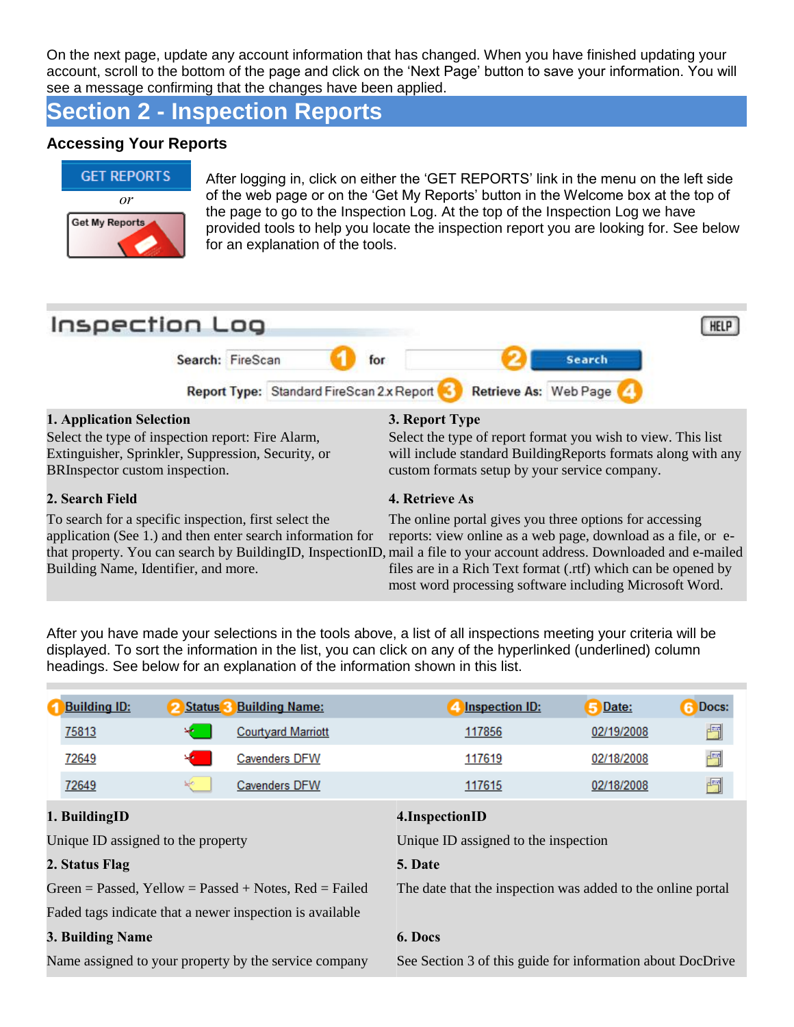On the next page, update any account information that has changed. When you have finished updating your account, scroll to the bottom of the page and click on the 'Next Page' button to save your information. You will see a message confirming that the changes have been applied.

## Section 2 - Inspection Reports

### Accessing Your Reports

GET REPORTS

*or*

Get My Reports

After logging in, click on either the 'GET REPORTS' link in the menu on the left side of the web page or on the 'Get My Reports' button in the Welcome box at the top of the page to go to the Inspection Log. At the top of the Inspection Log we have provided tools to help you locate the inspection report you are looking for. See below for an explanation of the tools.

**Inspection Log**

Search: FireScan (1) for (2) Search

Report Type: Standard FireScan 2.x Report (3) Retrieve As: Web Page (4)

**1. Application Selection**

Select the type of inspection report: Fire Alarm, Extinguisher, Sprinkler, Suppression, Security, or BRInspector custom inspection.

**2. Search Field**

To search for a specific inspection, first select the application (See 1.) and then enter search information for that property. You can search by BuildingID, InspectionID, Building Name, Identifier, and more.

**3. Report Type**

Select the type of report format you wish to view. This list will include standard BuildingReports formats along with any custom formats setup by your service company.

**4. Retrieve As**

The online portal gives you three options for accessing reports: view online as a web page, download as a file, or e-mail a file to your account address. Downloaded and e-mailed files are in a Rich Text format (.rtf) which can be opened by most word processing software including Microsoft Word.

After you have made your selections in the tools above, a list of all inspections meeting your criteria will be displayed. To sort the information in the list, you can click on any of the hyperlinked (underlined) column headings. See below for an explanation of the information shown in this list.

| (1) Building ID: | (2) Status | (3) Building Name: | (4) Inspection ID: | (5) Date: | (6) Docs: |
|---|---|---|---|---|---|
| 75813 | Green | Courtyard Marriott | 117856 | 02/19/2008 | |
| 72649 | Red | Cavenders DFW | 117619 | 02/18/2008 | |
| 72649 | Yellow (faded) | Cavenders DFW | 117615 | 02/18/2008 | |

**1. BuildingID**

Unique ID assigned to the property

**2. Status Flag**

Green = Passed, Yellow = Passed + Notes, Red = Failed

Faded tags indicate that a newer inspection is available

**3. Building Name**

Name assigned to your property by the service company

**4. InspectionID**

Unique ID assigned to the inspection

**5. Date**

The date that the inspection was added to the online portal

**6. Docs**

See Section 3 of this guide for information about DocDrive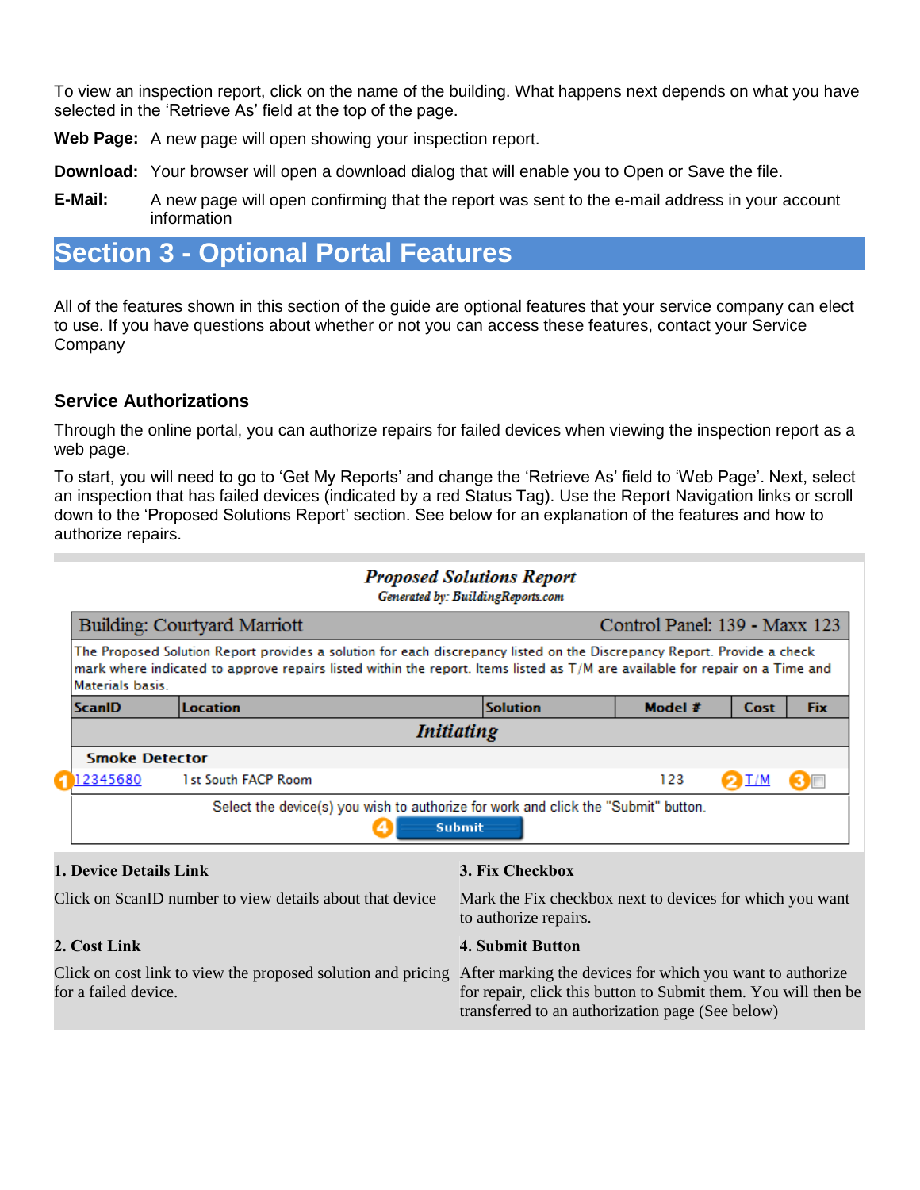To view an inspection report, click on the name of the building. What happens next depends on what you have selected in the 'Retrieve As' field at the top of the page.

**Web Page:** A new page will open showing your inspection report.

**Download:** Your browser will open a download dialog that will enable you to Open or Save the file.

**E-Mail:** A new page will open confirming that the report was sent to the e-mail address in your account information

# Section 3 - Optional Portal Features

All of the features shown in this section of the guide are optional features that your service company can elect to use. If you have questions about whether or not you can access these features, contact your Service Company

### Service Authorizations

Through the online portal, you can authorize repairs for failed devices when viewing the inspection report as a web page.

To start, you will need to go to 'Get My Reports' and change the 'Retrieve As' field to 'Web Page'. Next, select an inspection that has failed devices (indicated by a red Status Tag). Use the Report Navigation links or scroll down to the 'Proposed Solutions Report' section. See below for an explanation of the features and how to authorize repairs.

***Proposed Solutions Report***

*Generated by: BuildingReports.com*

Building: Courtyard Marriott — Control Panel: 139 - Maxx 123

The Proposed Solution Report provides a solution for each discrepancy listed on the Discrepancy Report. Provide a check mark where indicated to approve repairs listed within the report. Items listed as T/M are available for repair on a Time and Materials basis.

| ScanID | Location | Solution | Model # | Cost | Fix |
|---|---|---|---|---|---|
| | | ***Initiating*** | | | |
| **Smoke Detector** | | | | | |
| (1) 12345680 | 1st South FACP Room | | 123 | (2) T/M | (3) ☐ |

Select the device(s) you wish to authorize for work and click the "Submit" button.

(4) [Submit]

**1. Device Details Link**

Click on ScanID number to view details about that device

**2. Cost Link**

Click on cost link to view the proposed solution and pricing for a failed device.

**3. Fix Checkbox**

Mark the Fix checkbox next to devices for which you want to authorize repairs.

**4. Submit Button**

After marking the devices for which you want to authorize for repair, click this button to Submit them. You will then be transferred to an authorization page (See below)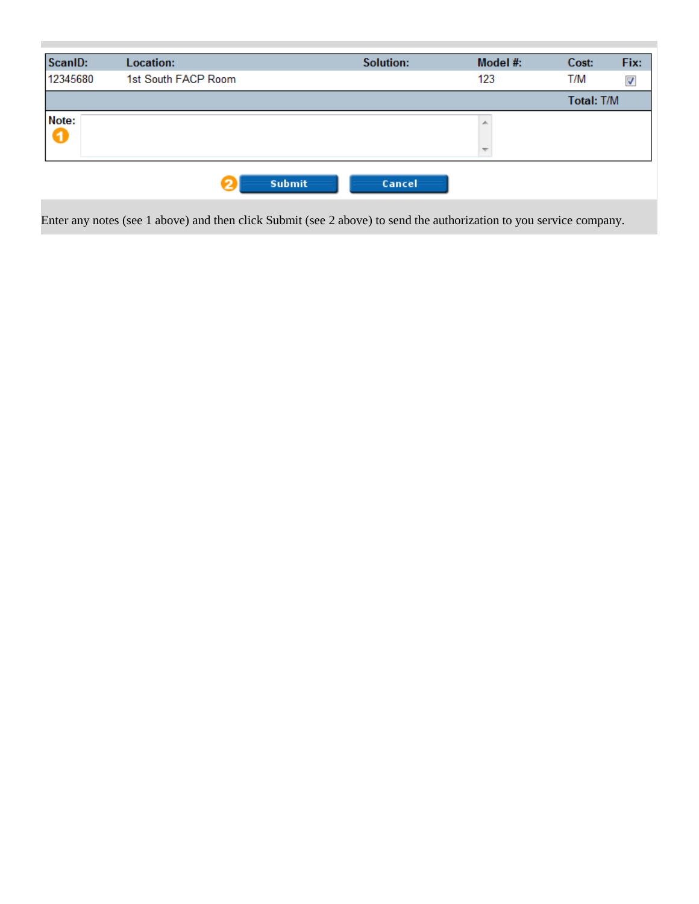| ScanID: | Location: | Solution: | Model #: | Cost: | Fix: |
|---|---|---|---|---|---|
| 12345680 | 1st South FACP Room | | 123 | T/M | ☑ |
| | | | | **Total:** T/M | |

**Note:** 1

2 Submit | Cancel

Enter any notes (see 1 above) and then click Submit (see 2 above) to send the authorization to you service company.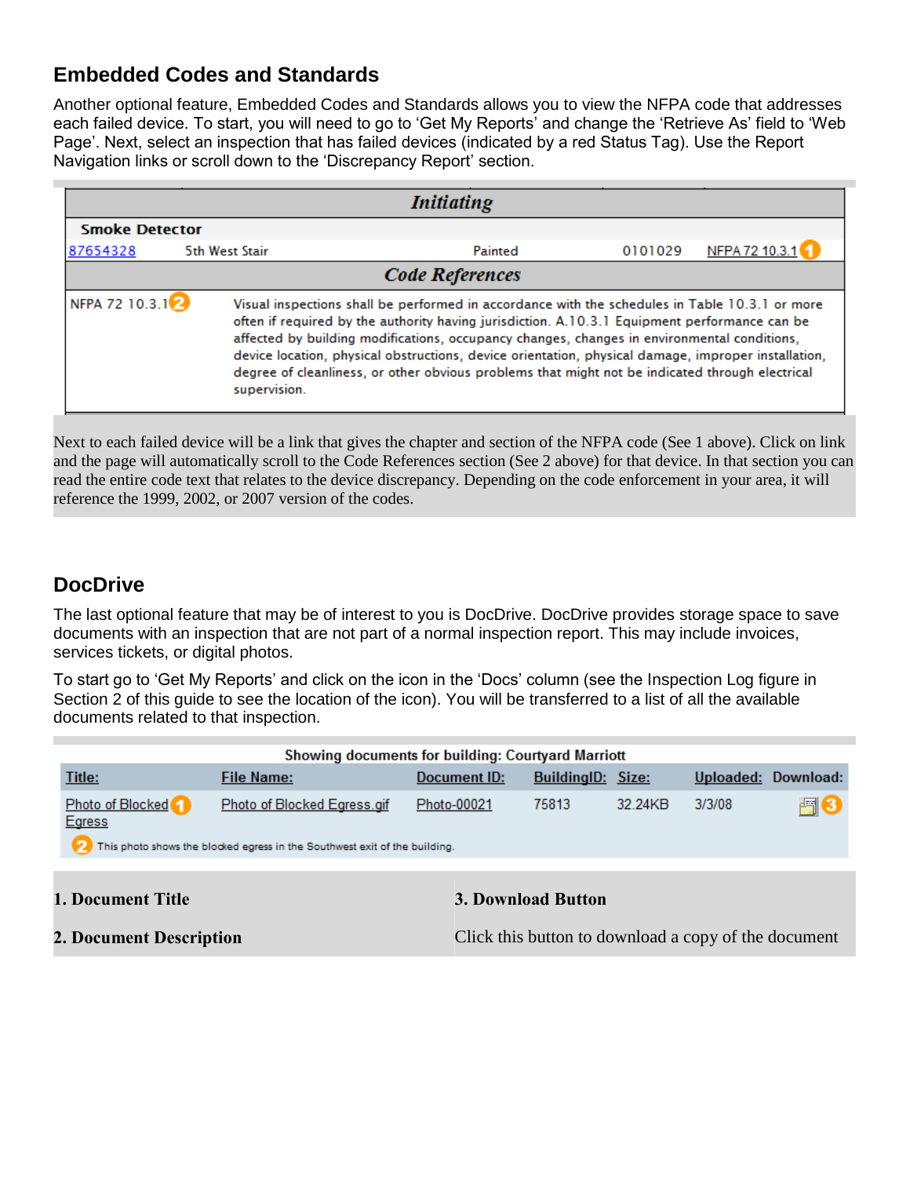## Embedded Codes and Standards

Another optional feature, Embedded Codes and Standards allows you to view the NFPA code that addresses each failed device. To start, you will need to go to 'Get My Reports' and change the 'Retrieve As' field to 'Web Page'. Next, select an inspection that has failed devices (indicated by a red Status Tag). Use the Report Navigation links or scroll down to the 'Discrepancy Report' section.

| ***Initiating*** | | | | |
|---|---|---|---|---|
| **Smoke Detector** | | | | |
| 87654328 | 5th West Stair | Painted | 0101029 | NFPA 72 10.3.1 (1) |

| ***Code References*** | |
|---|---|
| NFPA 72 10.3.1 (2) | Visual inspections shall be performed in accordance with the schedules in Table 10.3.1 or more often if required by the authority having jurisdiction. A.10.3.1 Equipment performance can be affected by building modifications, occupancy changes, changes in environmental conditions, device location, physical obstructions, device orientation, physical damage, improper installation, degree of cleanliness, or other obvious problems that might not be indicated through electrical supervision. |

Next to each failed device will be a link that gives the chapter and section of the NFPA code (See 1 above). Click on link and the page will automatically scroll to the Code References section (See 2 above) for that device. In that section you can read the entire code text that relates to the device discrepancy. Depending on the code enforcement in your area, it will reference the 1999, 2002, or 2007 version of the codes.

## DocDrive

The last optional feature that may be of interest to you is DocDrive. DocDrive provides storage space to save documents with an inspection that are not part of a normal inspection report. This may include invoices, services tickets, or digital photos.

To start go to 'Get My Reports' and click on the icon in the 'Docs' column (see the Inspection Log figure in Section 2 of this guide to see the location of the icon). You will be transferred to a list of all the available documents related to that inspection.

**Showing documents for building: Courtyard Marriott**

| Title: | File Name: | Document ID: | BuildingID: | Size: | Uploaded: | Download: |
|---|---|---|---|---|---|---|
| Photo of Blocked Egress (1) | Photo of Blocked Egress.gif | Photo-00021 | 75813 | 32.24KB | 3/3/08 | (3) |
| (2) This photo shows the blocked egress in the Southwest exit of the building. | | | | | | |

**1. Document Title**

**2. Document Description**

**3. Download Button**

Click this button to download a copy of the document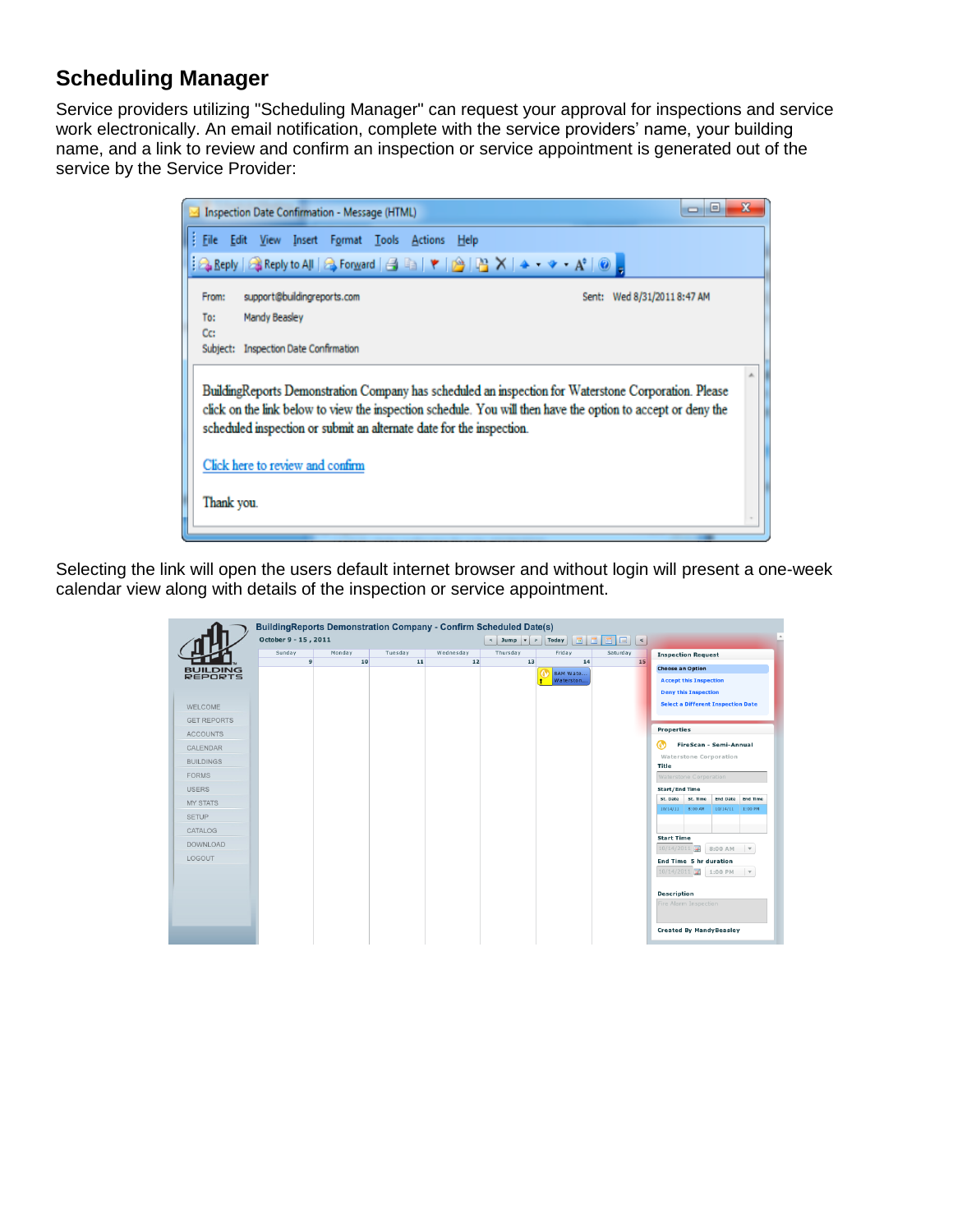## Scheduling Manager

Service providers utilizing "Scheduling Manager" can request your approval for inspections and service work electronically. An email notification, complete with the service providers' name, your building name, and a link to review and confirm an inspection or service appointment is generated out of the service by the Service Provider:

Selecting the link will open the users default internet browser and without login will present a one-week calendar view along with details of the inspection or service appointment.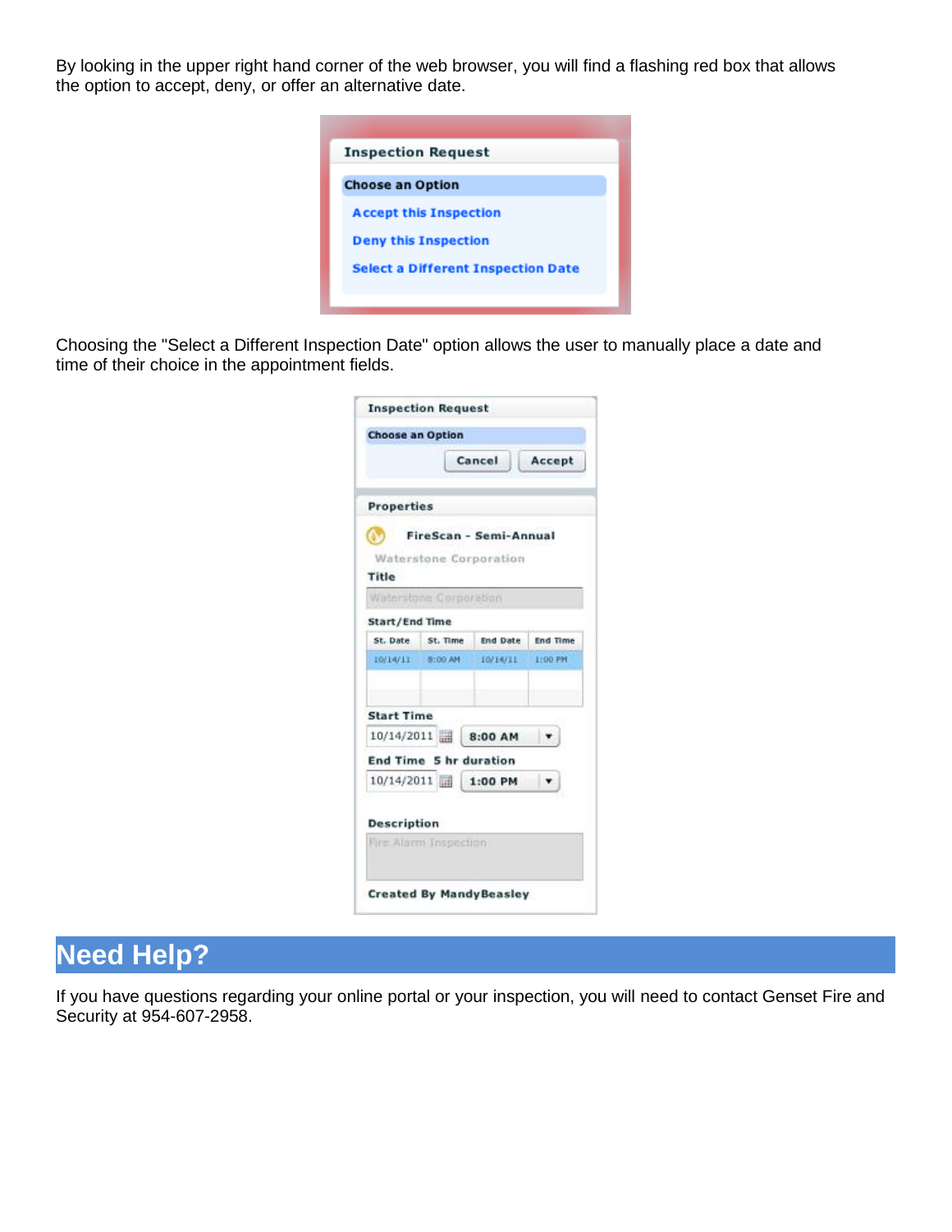By looking in the upper right hand corner of the web browser, you will find a flashing red box that allows the option to accept, deny, or offer an alternative date.

Choosing the "Select a Different Inspection Date" option allows the user to manually place a date and time of their choice in the appointment fields.

# Need Help?

If you have questions regarding your online portal or your inspection, you will need to contact Genset Fire and Security at 954-607-2958.